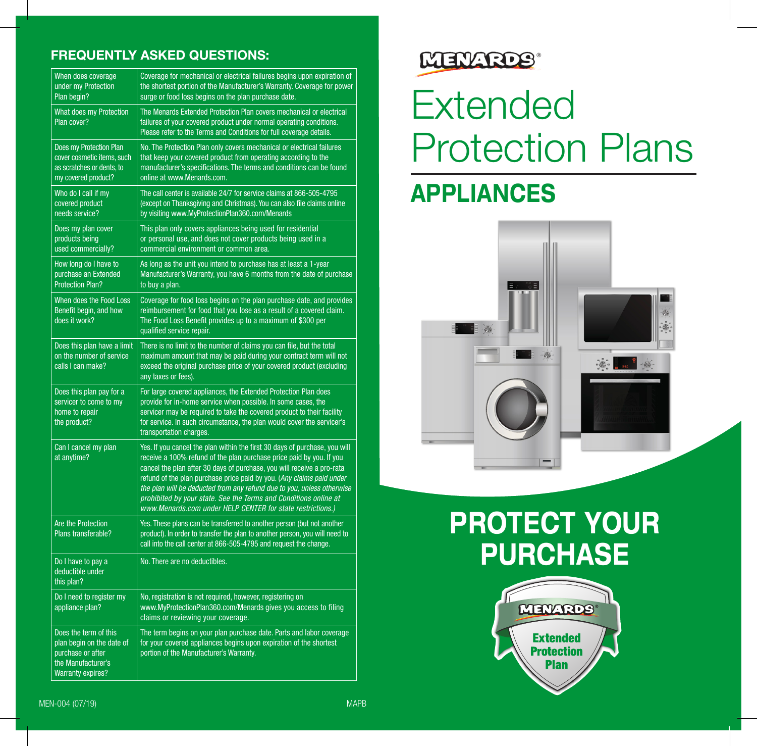## FREQUENTLY ASKED QUESTIONS:

| | |
|---|---|
| When does coverage under my Protection Plan begin? | Coverage for mechanical or electrical failures begins upon expiration of the shortest portion of the Manufacturer's Warranty. Coverage for power surge or food loss begins on the plan purchase date. |
| What does my Protection Plan cover? | The Menards Extended Protection Plan covers mechanical or electrical failures of your covered product under normal operating conditions. Please refer to the Terms and Conditions for full coverage details. |
| Does my Protection Plan cover cosmetic items, such as scratches or dents, to my covered product? | No. The Protection Plan only covers mechanical or electrical failures that keep your covered product from operating according to the manufacturer's specifications. The terms and conditions can be found online at www.Menards.com. |
| Who do I call if my covered product needs service? | The call center is available 24/7 for service claims at 866-505-4795 (except on Thanksgiving and Christmas). You can also file claims online by visiting www.MyProtectionPlan360.com/Menards |
| Does my plan cover products being used commercially? | This plan only covers appliances being used for residential or personal use, and does not cover products being used in a commercial environment or common area. |
| How long do I have to purchase an Extended Protection Plan? | As long as the unit you intend to purchase has at least a 1-year Manufacturer's Warranty, you have 6 months from the date of purchase to buy a plan. |
| When does the Food Loss Benefit begin, and how does it work? | Coverage for food loss begins on the plan purchase date, and provides reimbursement for food that you lose as a result of a covered claim. The Food Loss Benefit provides up to a maximum of $300 per qualified service repair. |
| Does this plan have a limit on the number of service calls I can make? | There is no limit to the number of claims you can file, but the total maximum amount that may be paid during your contract term will not exceed the original purchase price of your covered product (excluding any taxes or fees). |
| Does this plan pay for a servicer to come to my home to repair the product? | For large covered appliances, the Extended Protection Plan does provide for in-home service when possible. In some cases, the servicer may be required to take the covered product to their facility for service. In such circumstance, the plan would cover the servicer's transportation charges. |
| Can I cancel my plan at anytime? | Yes. If you cancel the plan within the first 30 days of purchase, you will receive a 100% refund of the plan purchase price paid by you. If you cancel the plan after 30 days of purchase, you will receive a pro-rata refund of the plan purchase price paid by you. (*Any claims paid under the plan will be deducted from any refund due to you, unless otherwise prohibited by your state. See the Terms and Conditions online at www.Menards.com under HELP CENTER for state restrictions.*) |
| Are the Protection Plans transferable? | Yes. These plans can be transferred to another person (but not another product). In order to transfer the plan to another person, you will need to call into the call center at 866-505-4795 and request the change. |
| Do I have to pay a deductible under this plan? | No. There are no deductibles. |
| Do I need to register my appliance plan? | No, registration is not required, however, registering on www.MyProtectionPlan360.com/Menards gives you access to filing claims or reviewing your coverage. |
| Does the term of this plan begin on the date of purchase or after the Manufacturer's Warranty expires? | The term begins on your plan purchase date. Parts and labor coverage for your covered appliances begins upon expiration of the shortest portion of the Manufacturer's Warranty. |

MEN-004 (07/19) MAPB

MENARDS®

# Extended Protection Plans

## APPLIANCES

# PROTECT YOUR PURCHASE

MENARDS® Extended Protection Plan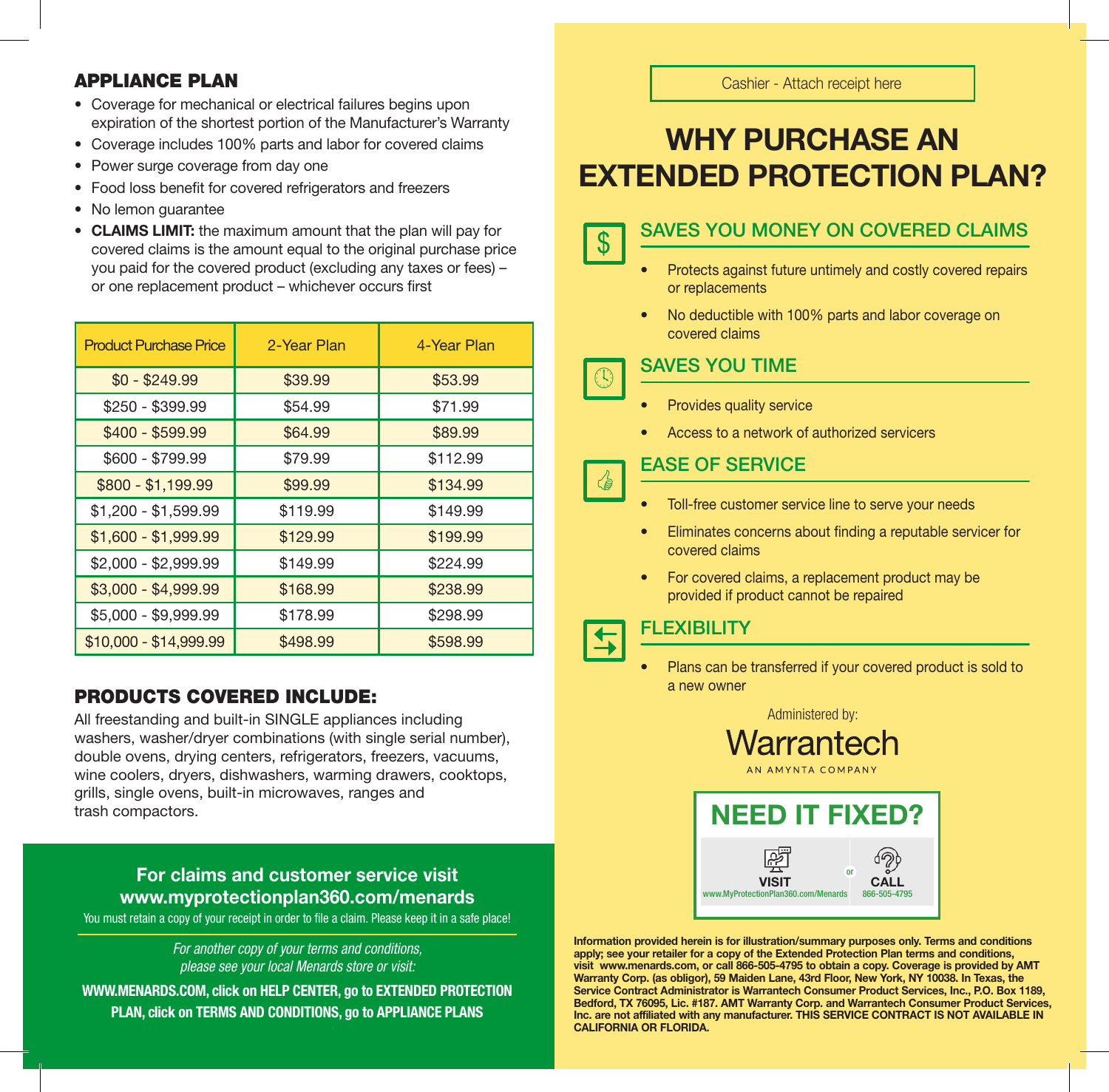## APPLIANCE PLAN

- Coverage for mechanical or electrical failures begins upon expiration of the shortest portion of the Manufacturer's Warranty
- Coverage includes 100% parts and labor for covered claims
- Power surge coverage from day one
- Food loss benefit for covered refrigerators and freezers
- No lemon guarantee
- **CLAIMS LIMIT:** the maximum amount that the plan will pay for covered claims is the amount equal to the original purchase price you paid for the covered product (excluding any taxes or fees) – or one replacement product – whichever occurs first

| Product Purchase Price | 2-Year Plan | 4-Year Plan |
|---|---|---|
| $0 - $249.99 | $39.99 | $53.99 |
| $250 - $399.99 | $54.99 | $71.99 |
| $400 - $599.99 | $64.99 | $89.99 |
| $600 - $799.99 | $79.99 | $112.99 |
| $800 - $1,199.99 | $99.99 | $134.99 |
| $1,200 - $1,599.99 | $119.99 | $149.99 |
| $1,600 - $1,999.99 | $129.99 | $199.99 |
| $2,000 - $2,999.99 | $149.99 | $224.99 |
| $3,000 - $4,999.99 | $168.99 | $238.99 |
| $5,000 - $9,999.99 | $178.99 | $298.99 |
| $10,000 - $14,999.99 | $498.99 | $598.99 |

## PRODUCTS COVERED INCLUDE:

All freestanding and built-in SINGLE appliances including washers, washer/dryer combinations (with single serial number), double ovens, drying centers, refrigerators, freezers, vacuums, wine coolers, dryers, dishwashers, warming drawers, cooktops, grills, single ovens, built-in microwaves, ranges and trash compactors.

**For claims and customer service visit www.myprotectionplan360.com/menards**

You must retain a copy of your receipt in order to file a claim. Please keep it in a safe place!

*For another copy of your terms and conditions, please see your local Menards store or visit:*

**WWW.MENARDS.COM, click on HELP CENTER, go to EXTENDED PROTECTION PLAN, click on TERMS AND CONDITIONS, go to APPLIANCE PLANS**

Cashier - Attach receipt here

# WHY PURCHASE AN EXTENDED PROTECTION PLAN?

### SAVES YOU MONEY ON COVERED CLAIMS

- Protects against future untimely and costly covered repairs or replacements
- No deductible with 100% parts and labor coverage on covered claims

### SAVES YOU TIME

- Provides quality service
- Access to a network of authorized servicers

### EASE OF SERVICE

- Toll-free customer service line to serve your needs
- Eliminates concerns about finding a reputable servicer for covered claims
- For covered claims, a replacement product may be provided if product cannot be repaired

### FLEXIBILITY

- Plans can be transferred if your covered product is sold to a new owner

Administered by:

Warrantech

AN AMYNTA COMPANY

## NEED IT FIXED?

VISIT www.MyProtectionPlan360.com/Menards or CALL 866-505-4795

**Information provided herein is for illustration/summary purposes only. Terms and conditions apply; see your retailer for a copy of the Extended Protection Plan terms and conditions, visit www.menards.com, or call 866-505-4795 to obtain a copy. Coverage is provided by AMT Warranty Corp. (as obligor), 59 Maiden Lane, 43rd Floor, New York, NY 10038. In Texas, the Service Contract Administrator is Warrantech Consumer Product Services, Inc., P.O. Box 1189, Bedford, TX 76095, Lic. #187. AMT Warranty Corp. and Warrantech Consumer Product Services, Inc. are not affiliated with any manufacturer. THIS SERVICE CONTRACT IS NOT AVAILABLE IN CALIFORNIA OR FLORIDA.**